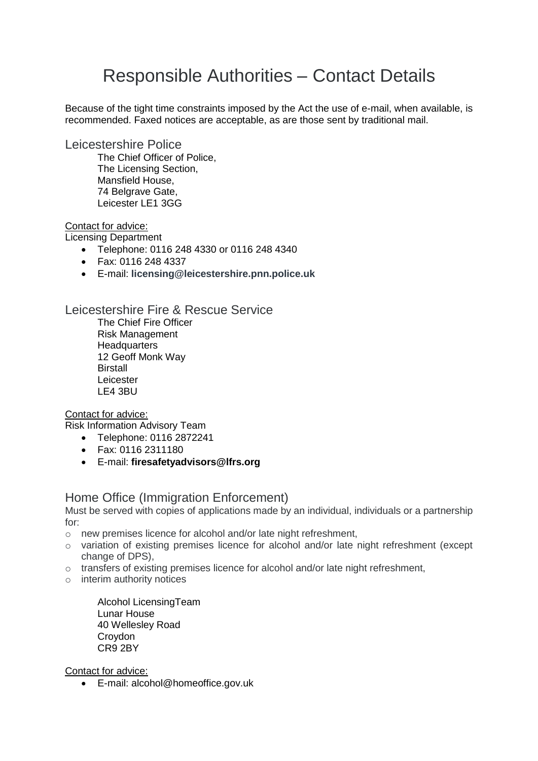# Responsible Authorities – Contact Details

Because of the tight time constraints imposed by the Act the use of e-mail, when available, is recommended. Faxed notices are acceptable, as are those sent by traditional mail.

## Leicestershire Police

The Chief Officer of Police,
The Licensing Section,
Mansfield House,
74 Belgrave Gate,
Leicester LE1 3GG

Contact for advice:
Licensing Department

- Telephone: 0116 248 4330 or 0116 248 4340
- Fax: 0116 248 4337
- E-mail: **licensing@leicestershire.pnn.police.uk**

## Leicestershire Fire & Rescue Service

The Chief Fire Officer
Risk Management
Headquarters
12 Geoff Monk Way
Birstall
Leicester
LE4 3BU

Contact for advice:
Risk Information Advisory Team

- Telephone: 0116 2872241
- Fax: 0116 2311180
- E-mail: **firesafetyadvisors@lfrs.org**

## Home Office (Immigration Enforcement)

Must be served with copies of applications made by an individual, individuals or a partnership for:

- new premises licence for alcohol and/or late night refreshment,
- variation of existing premises licence for alcohol and/or late night refreshment (except change of DPS),
- transfers of existing premises licence for alcohol and/or late night refreshment,
- interim authority notices

Alcohol LicensingTeam
Lunar House
40 Wellesley Road
Croydon
CR9 2BY

Contact for advice:

- E-mail: alcohol@homeoffice.gov.uk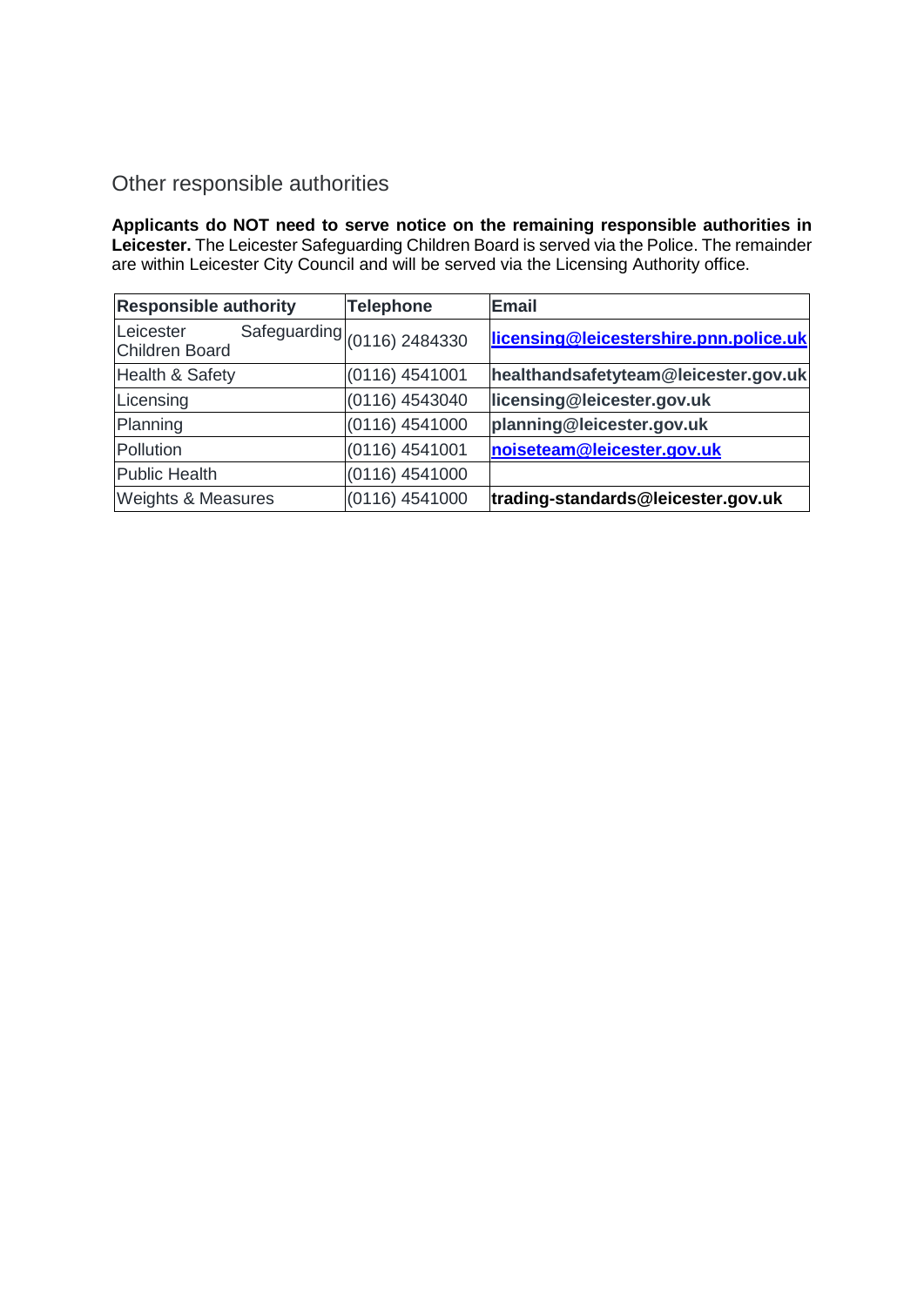## Other responsible authorities

**Applicants do NOT need to serve notice on the remaining responsible authorities in Leicester.** The Leicester Safeguarding Children Board is served via the Police. The remainder are within Leicester City Council and will be served via the Licensing Authority office.

| Responsible authority | Telephone | Email |
|---|---|---|
| Leicester Safeguarding Children Board | (0116) 2484330 | **licensing@leicestershire.pnn.police.uk** |
| Health & Safety | (0116) 4541001 | **healthandsafetyteam@leicester.gov.uk** |
| Licensing | (0116) 4543040 | **licensing@leicester.gov.uk** |
| Planning | (0116) 4541000 | **planning@leicester.gov.uk** |
| Pollution | (0116) 4541001 | **noiseteam@leicester.gov.uk** |
| Public Health | (0116) 4541000 | |
| Weights & Measures | (0116) 4541000 | **trading-standards@leicester.gov.uk** |